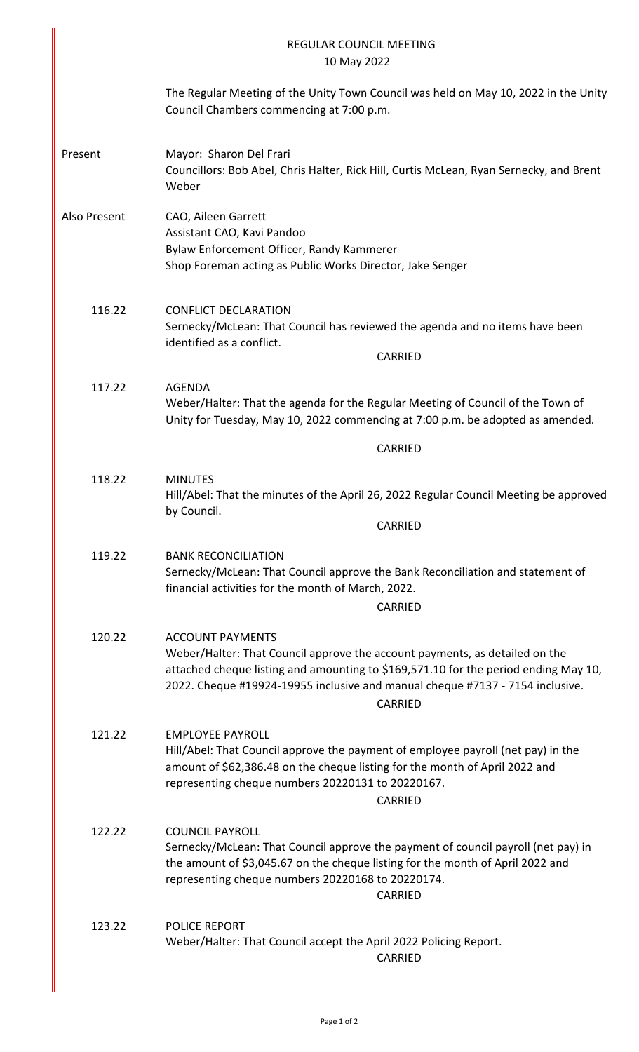# REGULAR COUNCIL MEETING
## 10 May 2022

The Regular Meeting of the Unity Town Council was held on May 10, 2022 in the Unity Council Chambers commencing at 7:00 p.m.

**Present**

Mayor: Sharon Del Frari
Councillors: Bob Abel, Chris Halter, Rick Hill, Curtis McLean, Ryan Sernecky, and Brent Weber

**Also Present**

CAO, Aileen Garrett
Assistant CAO, Kavi Pandoo
Bylaw Enforcement Officer, Randy Kammerer
Shop Foreman acting as Public Works Director, Jake Senger

**116.22 CONFLICT DECLARATION**

Sernecky/McLean: That Council has reviewed the agenda and no items have been identified as a conflict.

CARRIED

**117.22 AGENDA**

Weber/Halter: That the agenda for the Regular Meeting of Council of the Town of Unity for Tuesday, May 10, 2022 commencing at 7:00 p.m. be adopted as amended.

CARRIED

**118.22 MINUTES**

Hill/Abel: That the minutes of the April 26, 2022 Regular Council Meeting be approved by Council.

CARRIED

**119.22 BANK RECONCILIATION**

Sernecky/McLean: That Council approve the Bank Reconciliation and statement of financial activities for the month of March, 2022.

CARRIED

**120.22 ACCOUNT PAYMENTS**

Weber/Halter: That Council approve the account payments, as detailed on the attached cheque listing and amounting to $169,571.10 for the period ending May 10, 2022. Cheque #19924-19955 inclusive and manual cheque #7137 - 7154 inclusive.

CARRIED

**121.22 EMPLOYEE PAYROLL**

Hill/Abel: That Council approve the payment of employee payroll (net pay) in the amount of $62,386.48 on the cheque listing for the month of April 2022 and representing cheque numbers 20220131 to 20220167.

CARRIED

**122.22 COUNCIL PAYROLL**

Sernecky/McLean: That Council approve the payment of council payroll (net pay) in the amount of $3,045.67 on the cheque listing for the month of April 2022 and representing cheque numbers 20220168 to 20220174.

CARRIED

**123.22 POLICE REPORT**

Weber/Halter: That Council accept the April 2022 Policing Report.

CARRIED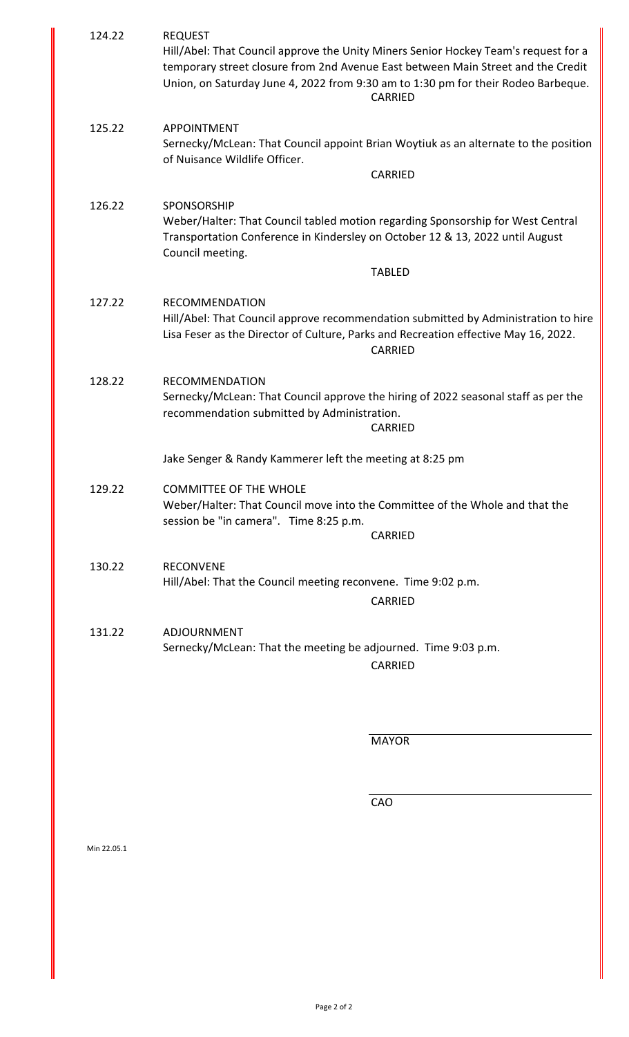124.22 REQUEST
Hill/Abel: That Council approve the Unity Miners Senior Hockey Team's request for a temporary street closure from 2nd Avenue East between Main Street and the Credit Union, on Saturday June 4, 2022 from 9:30 am to 1:30 pm for their Rodeo Barbeque.
CARRIED

125.22 APPOINTMENT
Sernecky/McLean: That Council appoint Brian Woytiuk as an alternate to the position of Nuisance Wildlife Officer.
CARRIED

126.22 SPONSORSHIP
Weber/Halter: That Council tabled motion regarding Sponsorship for West Central Transportation Conference in Kindersley on October 12 & 13, 2022 until August Council meeting.
TABLED

127.22 RECOMMENDATION
Hill/Abel: That Council approve recommendation submitted by Administration to hire Lisa Feser as the Director of Culture, Parks and Recreation effective May 16, 2022.
CARRIED

128.22 RECOMMENDATION
Sernecky/McLean: That Council approve the hiring of 2022 seasonal staff as per the recommendation submitted by Administration.
CARRIED

Jake Senger & Randy Kammerer left the meeting at 8:25 pm

129.22 COMMITTEE OF THE WHOLE
Weber/Halter: That Council move into the Committee of the Whole and that the session be "in camera". Time 8:25 p.m.
CARRIED

130.22 RECONVENE
Hill/Abel: That the Council meeting reconvene. Time 9:02 p.m.
CARRIED

131.22 ADJOURNMENT
Sernecky/McLean: That the meeting be adjourned. Time 9:03 p.m.
CARRIED

MAYOR

CAO

Min 22.05.1